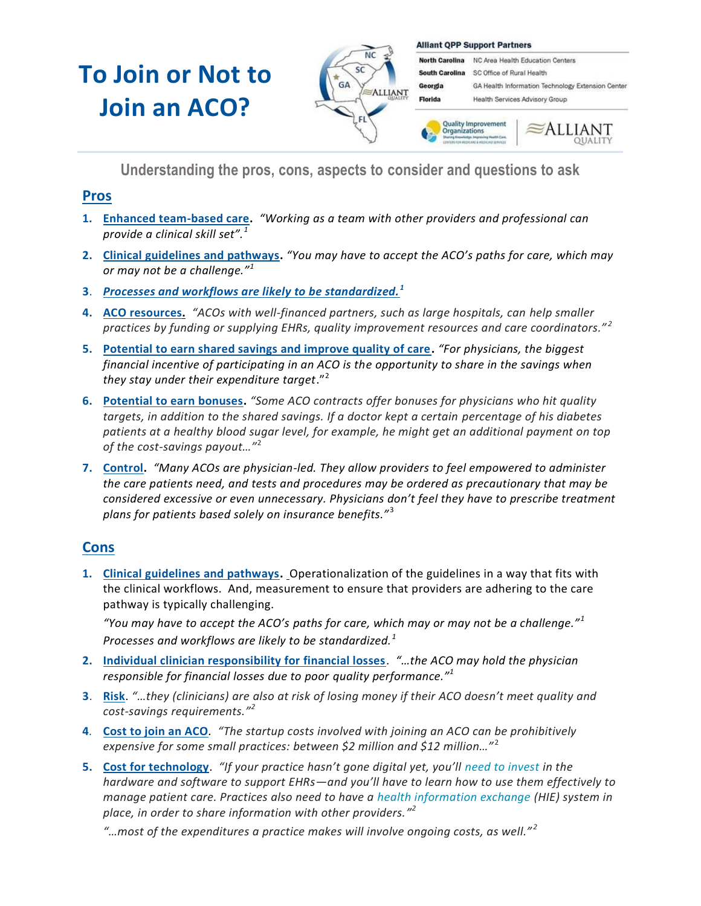# To Join or Not to Join an ACO?

**Alliant QPP Support Partners**

| | |
|---|---|
| North Carolina | NC Area Health Education Centers |
| South Carolina | SC Office of Rural Health |
| Georgia | GA Health Information Technology Extension Center |
| Florida | Health Services Advisory Group |

### Understanding the pros, cons, aspects to consider and questions to ask

## Pros

1. **Enhanced team-based care.** *"Working as a team with other providers and professional can provide a clinical skill set".*[1]
2. **Clinical guidelines and pathways.** *"You may have to accept the ACO's paths for care, which may or may not be a challenge."*[1]
3. ***Processes and workflows are likely to be standardized.***[1]
4. **ACO resources.** *"ACOs with well-financed partners, such as large hospitals, can help smaller practices by funding or supplying EHRs, quality improvement resources and care coordinators."*[2]
5. **Potential to earn shared savings and improve quality of care.** *"For physicians, the biggest financial incentive of participating in an ACO is the opportunity to share in the savings when they stay under their expenditure target."*[2]
6. **Potential to earn bonuses.** *"Some ACO contracts offer bonuses for physicians who hit quality targets, in addition to the shared savings. If a doctor kept a certain percentage of his diabetes patients at a healthy blood sugar level, for example, he might get an additional payment on top of the cost-savings payout…"*[2]
7. **Control.** *"Many ACOs are physician-led. They allow providers to feel empowered to administer the care patients need, and tests and procedures may be ordered as precautionary that may be considered excessive or even unnecessary. Physicians don't feel they have to prescribe treatment plans for patients based solely on insurance benefits."*[3]

## Cons

1. **Clinical guidelines and pathways.** Operationalization of the guidelines in a way that fits with the clinical workflows. And, measurement to ensure that providers are adhering to the care pathway is typically challenging.

   *"You may have to accept the ACO's paths for care, which may or may not be a challenge."*[1]

   *Processes and workflows are likely to be standardized.*[1]
2. **Individual clinician responsibility for financial losses**. *"…the ACO may hold the physician responsible for financial losses due to poor quality performance."*[1]
3. **Risk**. *"…they (clinicians) are also at risk of losing money if their ACO doesn't meet quality and cost-savings requirements."*[2]
4. **Cost to join an ACO**. *"The startup costs involved with joining an ACO can be prohibitively expensive for some small practices: between $2 million and $12 million…"*[2]
5. **Cost for technology**. *"If your practice hasn't gone digital yet, you'll need to invest in the hardware and software to support EHRs—and you'll have to learn how to use them effectively to manage patient care. Practices also need to have a health information exchange (HIE) system in place, in order to share information with other providers."*[2]

   *"…most of the expenditures a practice makes will involve ongoing costs, as well."*[2]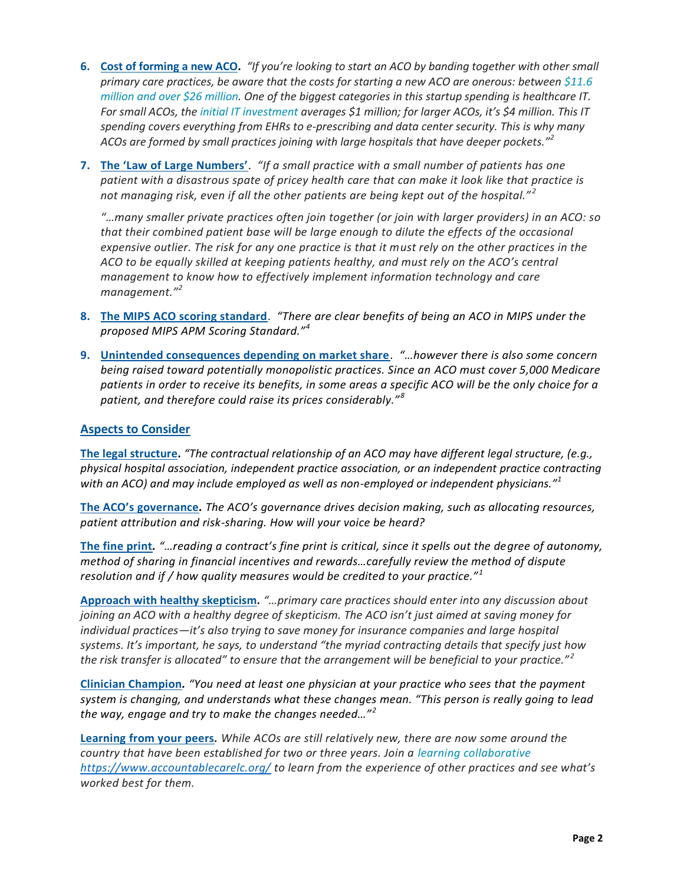6. **Cost of forming a new ACO.** *"If you're looking to start an ACO by banding together with other small primary care practices, be aware that the costs for starting a new ACO are onerous: between $11.6 million and over $26 million. One of the biggest categories in this startup spending is healthcare IT. For small ACOs, the initial IT investment averages $1 million; for larger ACOs, it's $4 million. This IT spending covers everything from EHRs to e-prescribing and data center security. This is why many ACOs are formed by small practices joining with large hospitals that have deeper pockets."*[2]

7. **The 'Law of Large Numbers'**. *"If a small practice with a small number of patients has one patient with a disastrous spate of pricey health care that can make it look like that practice is not managing risk, even if all the other patients are being kept out of the hospital."*[2]

   *"…many smaller private practices often join together (or join with larger providers) in an ACO: so that their combined patient base will be large enough to dilute the effects of the occasional expensive outlier. The risk for any one practice is that it must rely on the other practices in the ACO to be equally skilled at keeping patients healthy, and must rely on the ACO's central management to know how to effectively implement information technology and care management."*[2]

8. **The MIPS ACO scoring standard**. *"There are clear benefits of being an ACO in MIPS under the proposed MIPS APM Scoring Standard."*[4]

9. **Unintended consequences depending on market share**. *"…however there is also some concern being raised toward potentially monopolistic practices. Since an ACO must cover 5,000 Medicare patients in order to receive its benefits, in some areas a specific ACO will be the only choice for a patient, and therefore could raise its prices considerably."*[8]

## Aspects to Consider

**The legal structure.** *"The contractual relationship of an ACO may have different legal structure, (e.g., physical hospital association, independent practice association, or an independent practice contracting with an ACO) and may include employed as well as non-employed or independent physicians."*[1]

**The ACO's governance.** *The ACO's governance drives decision making, such as allocating resources, patient attribution and risk-sharing. How will your voice be heard?*

**The fine print.** *"…reading a contract's fine print is critical, since it spells out the degree of autonomy, method of sharing in financial incentives and rewards…carefully review the method of dispute resolution and if / how quality measures would be credited to your practice."*[1]

**Approach with healthy skepticism.** *"…primary care practices should enter into any discussion about joining an ACO with a healthy degree of skepticism. The ACO isn't just aimed at saving money for individual practices—it's also trying to save money for insurance companies and large hospital systems. It's important, he says, to understand "the myriad contracting details that specify just how the risk transfer is allocated" to ensure that the arrangement will be beneficial to your practice."*[2]

**Clinician Champion.** *"You need at least one physician at your practice who sees that the payment system is changing, and understands what these changes mean. "This person is really going to lead the way, engage and try to make the changes needed…"*[2]

**Learning from your peers.** *While ACOs are still relatively new, there are now some around the country that have been established for two or three years. Join a learning collaborative https://www.accountablecarelc.org/ to learn from the experience of other practices and see what's worked best for them.*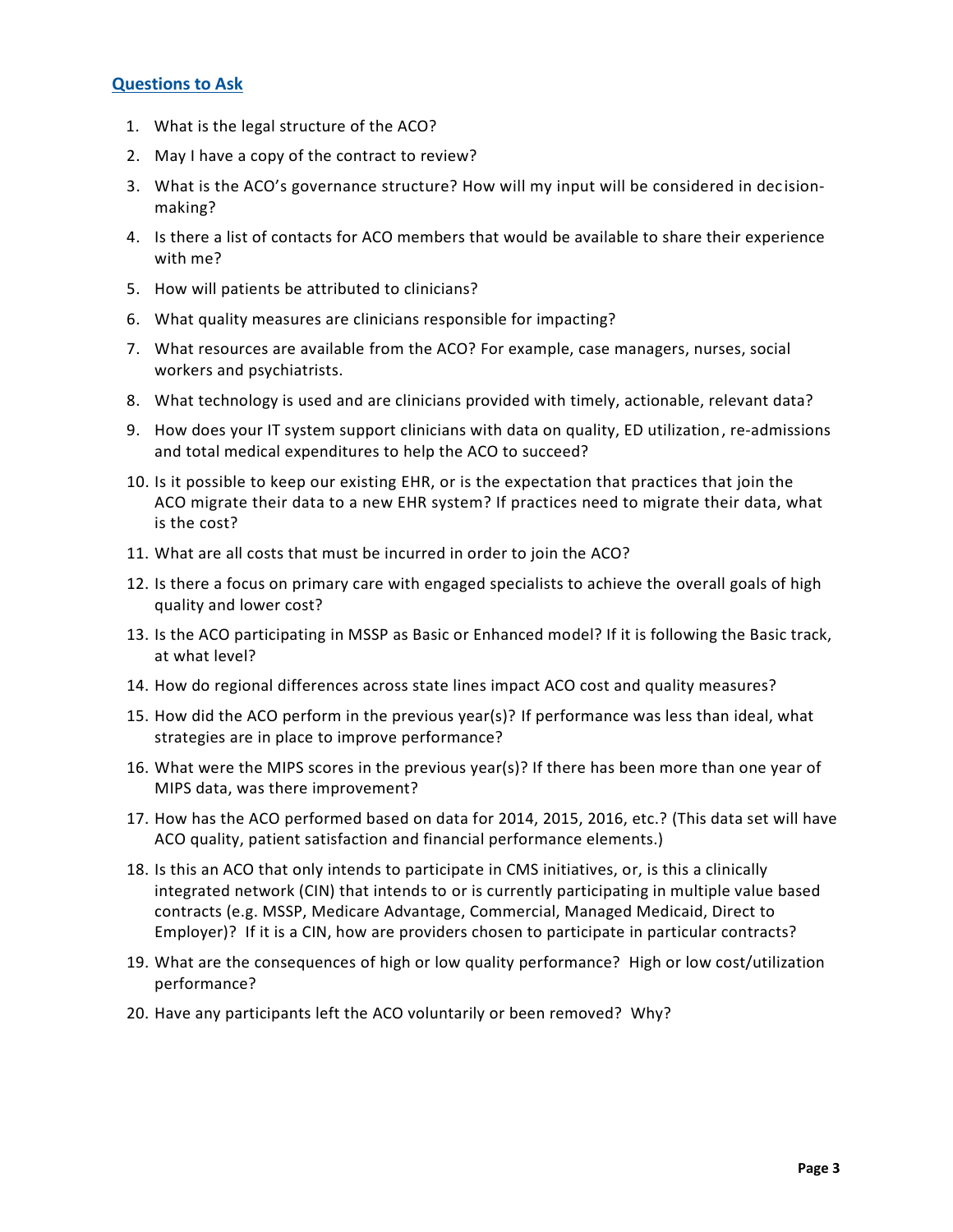## Questions to Ask

1. What is the legal structure of the ACO?
2. May I have a copy of the contract to review?
3. What is the ACO's governance structure? How will my input will be considered in decision-making?
4. Is there a list of contacts for ACO members that would be available to share their experience with me?
5. How will patients be attributed to clinicians?
6. What quality measures are clinicians responsible for impacting?
7. What resources are available from the ACO? For example, case managers, nurses, social workers and psychiatrists.
8. What technology is used and are clinicians provided with timely, actionable, relevant data?
9. How does your IT system support clinicians with data on quality, ED utilization, re-admissions and total medical expenditures to help the ACO to succeed?
10. Is it possible to keep our existing EHR, or is the expectation that practices that join the ACO migrate their data to a new EHR system? If practices need to migrate their data, what is the cost?
11. What are all costs that must be incurred in order to join the ACO?
12. Is there a focus on primary care with engaged specialists to achieve the overall goals of high quality and lower cost?
13. Is the ACO participating in MSSP as Basic or Enhanced model? If it is following the Basic track, at what level?
14. How do regional differences across state lines impact ACO cost and quality measures?
15. How did the ACO perform in the previous year(s)? If performance was less than ideal, what strategies are in place to improve performance?
16. What were the MIPS scores in the previous year(s)? If there has been more than one year of MIPS data, was there improvement?
17. How has the ACO performed based on data for 2014, 2015, 2016, etc.? (This data set will have ACO quality, patient satisfaction and financial performance elements.)
18. Is this an ACO that only intends to participate in CMS initiatives, or, is this a clinically integrated network (CIN) that intends to or is currently participating in multiple value based contracts (e.g. MSSP, Medicare Advantage, Commercial, Managed Medicaid, Direct to Employer)? If it is a CIN, how are providers chosen to participate in particular contracts?
19. What are the consequences of high or low quality performance? High or low cost/utilization performance?
20. Have any participants left the ACO voluntarily or been removed? Why?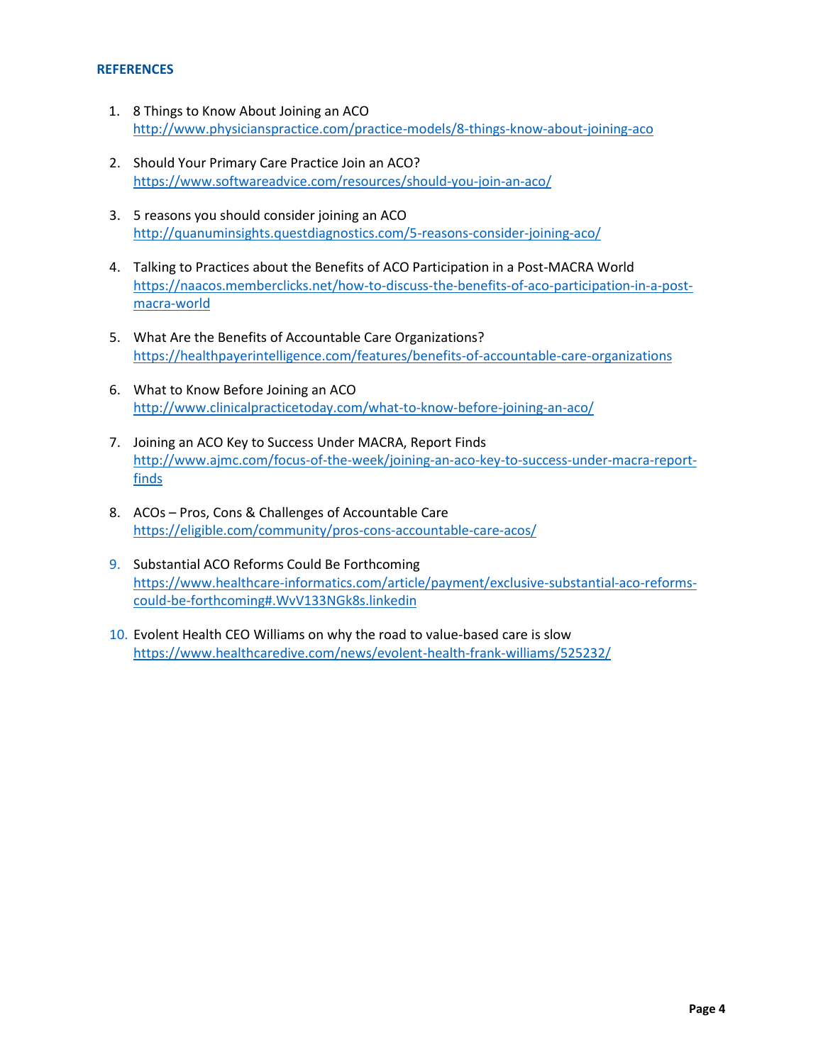## REFERENCES

1. 8 Things to Know About Joining an ACO
   http://www.physicianspractice.com/practice-models/8-things-know-about-joining-aco

2. Should Your Primary Care Practice Join an ACO?
   https://www.softwareadvice.com/resources/should-you-join-an-aco/

3. 5 reasons you should consider joining an ACO
   http://quanuminsights.questdiagnostics.com/5-reasons-consider-joining-aco/

4. Talking to Practices about the Benefits of ACO Participation in a Post-MACRA World
   https://naacos.memberclicks.net/how-to-discuss-the-benefits-of-aco-participation-in-a-post-macra-world

5. What Are the Benefits of Accountable Care Organizations?
   https://healthpayerintelligence.com/features/benefits-of-accountable-care-organizations

6. What to Know Before Joining an ACO
   http://www.clinicalpracticetoday.com/what-to-know-before-joining-an-aco/

7. Joining an ACO Key to Success Under MACRA, Report Finds
   http://www.ajmc.com/focus-of-the-week/joining-an-aco-key-to-success-under-macra-report-finds

8. ACOs – Pros, Cons & Challenges of Accountable Care
   https://eligible.com/community/pros-cons-accountable-care-acos/

9. Substantial ACO Reforms Could Be Forthcoming
   https://www.healthcare-informatics.com/article/payment/exclusive-substantial-aco-reforms-could-be-forthcoming#.WvV133NGk8s.linkedin

10. Evolent Health CEO Williams on why the road to value-based care is slow
    https://www.healthcaredive.com/news/evolent-health-frank-williams/525232/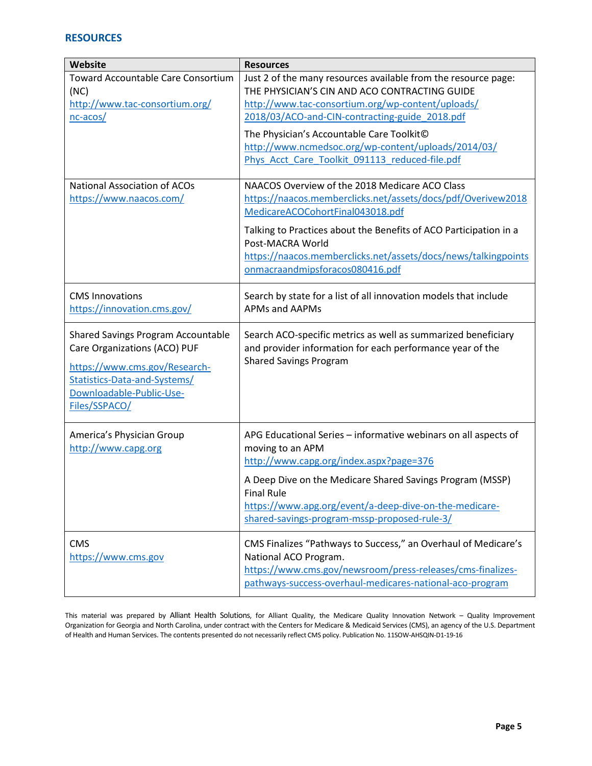## RESOURCES

| Website | Resources |
|---|---|
| Toward Accountable Care Consortium (NC) http://www.tac-consortium.org/nc-acos/ | Just 2 of the many resources available from the resource page: THE PHYSICIAN'S CIN AND ACO CONTRACTING GUIDE http://www.tac-consortium.org/wp-content/uploads/2018/03/ACO-and-CIN-contracting-guide_2018.pdf <br><br> The Physician's Accountable Care Toolkit© http://www.ncmedsoc.org/wp-content/uploads/2014/03/Phys_Acct_Care_Toolkit_091113_reduced-file.pdf |
| National Association of ACOs https://www.naacos.com/ | NAACOS Overview of the 2018 Medicare ACO Class https://naacos.memberclicks.net/assets/docs/pdf/Overivew2018MedicareACOCohortFinal043018.pdf <br><br> Talking to Practices about the Benefits of ACO Participation in a Post-MACRA World https://naacos.memberclicks.net/assets/docs/news/talkingpointsonmacraandmipsforacos080416.pdf |
| CMS Innovations https://innovation.cms.gov/ | Search by state for a list of all innovation models that include APMs and AAPMs |
| Shared Savings Program Accountable Care Organizations (ACO) PUF <br><br> https://www.cms.gov/Research-Statistics-Data-and-Systems/Downloadable-Public-Use-Files/SSPACO/ | Search ACO-specific metrics as well as summarized beneficiary and provider information for each performance year of the Shared Savings Program |
| America's Physician Group http://www.capg.org | APG Educational Series – informative webinars on all aspects of moving to an APM http://www.capg.org/index.aspx?page=376 <br><br> A Deep Dive on the Medicare Shared Savings Program (MSSP) Final Rule https://www.apg.org/event/a-deep-dive-on-the-medicare-shared-savings-program-mssp-proposed-rule-3/ |
| CMS https://www.cms.gov | CMS Finalizes "Pathways to Success," an Overhaul of Medicare's National ACO Program. https://www.cms.gov/newsroom/press-releases/cms-finalizes-pathways-success-overhaul-medicares-national-aco-program |

This material was prepared by Alliant Health Solutions, for Alliant Quality, the Medicare Quality Innovation Network – Quality Improvement Organization for Georgia and North Carolina, under contract with the Centers for Medicare & Medicaid Services (CMS), an agency of the U.S. Department of Health and Human Services. The contents presented do not necessarily reflect CMS policy. Publication No. 11SOW-AHSQIN-D1-19-16